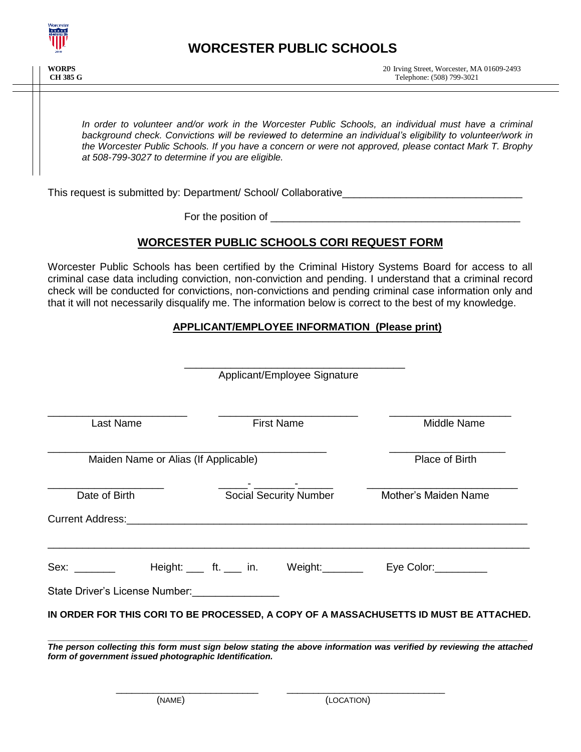# WORCESTER PUBLIC SCHOOLS

**WORPS**
**CH 385 G**

20 Irving Street, Worcester, MA 01609-2493
Telephone: (508) 799-3021

*In order to volunteer and/or work in the Worcester Public Schools, an individual must have a criminal background check. Convictions will be reviewed to determine an individual's eligibility to volunteer/work in the Worcester Public Schools. If you have a concern or were not approved, please contact Mark T. Brophy at 508-799-3027 to determine if you are eligible.*

This request is submitted by: Department/ School/ Collaborative_______________________________

For the position of ___________________________________________

## WORCESTER PUBLIC SCHOOLS CORI REQUEST FORM

Worcester Public Schools has been certified by the Criminal History Systems Board for access to all criminal case data including conviction, non-conviction and pending. I understand that a criminal record check will be conducted for convictions, non-convictions and pending criminal case information only and that it will not necessarily disqualify me. The information below is correct to the best of my knowledge.

### APPLICANT/EMPLOYEE INFORMATION (Please print)

______________________________________
Applicant/Employee Signature

________________________ ________________________ ____________________
Last Name First Name Middle Name

_______________________________________________ ____________________
Maiden Name or Alias (If Applicable) Place of Birth

____________________ _____-_______-______ __________________________
Date of Birth Social Security Number Mother's Maiden Name

Current Address:_______________________________________________________________

_______________________________________________________________________________

Sex: _______ Height: ___ ft. ___ in. Weight:_______ Eye Color:_________

State Driver's License Number:_______________

**IN ORDER FOR THIS CORI TO BE PROCESSED, A COPY OF A MASSACHUSETTS ID MUST BE ATTACHED.**

***The person collecting this form must sign below stating the above information was verified by reviewing the attached form of government issued photographic Identification.***

___________________________ _____________________________
(NAME) (LOCATION)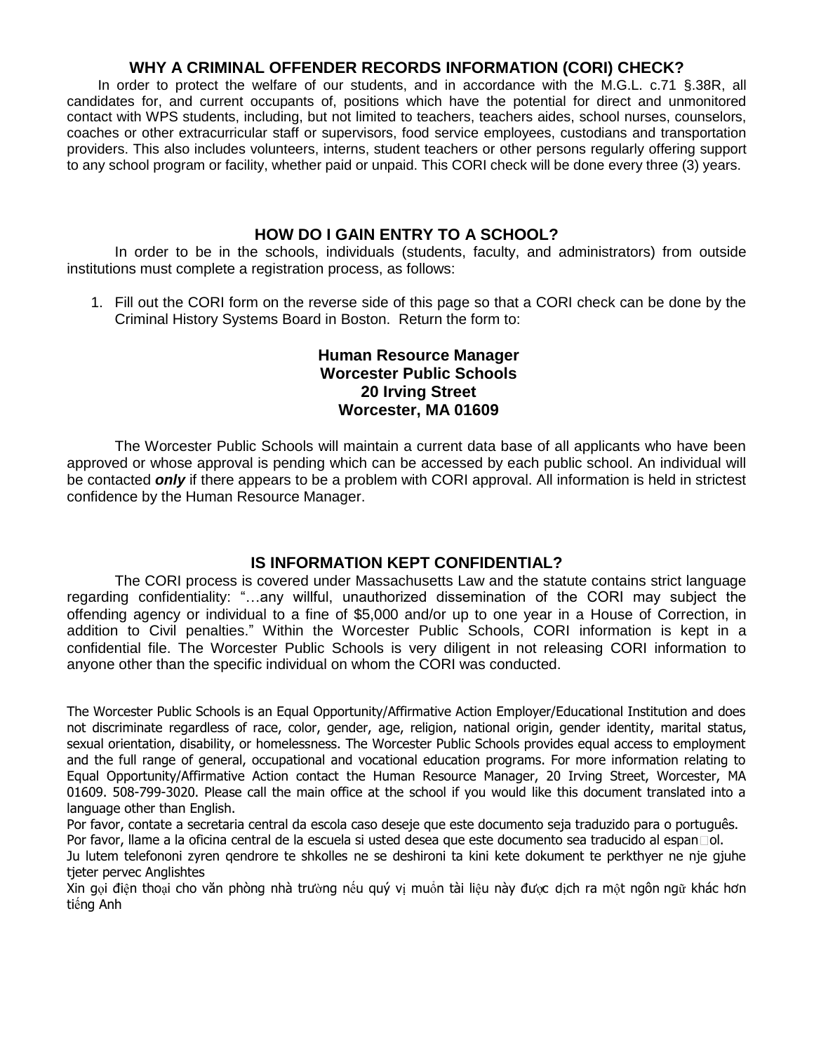## WHY A CRIMINAL OFFENDER RECORDS INFORMATION (CORI) CHECK?

In order to protect the welfare of our students, and in accordance with the M.G.L. c.71 §.38R, all candidates for, and current occupants of, positions which have the potential for direct and unmonitored contact with WPS students, including, but not limited to teachers, teachers aides, school nurses, counselors, coaches or other extracurricular staff or supervisors, food service employees, custodians and transportation providers. This also includes volunteers, interns, student teachers or other persons regularly offering support to any school program or facility, whether paid or unpaid. This CORI check will be done every three (3) years.

## HOW DO I GAIN ENTRY TO A SCHOOL?

In order to be in the schools, individuals (students, faculty, and administrators) from outside institutions must complete a registration process, as follows:

1. Fill out the CORI form on the reverse side of this page so that a CORI check can be done by the Criminal History Systems Board in Boston. Return the form to:

**Human Resource Manager**
**Worcester Public Schools**
**20 Irving Street**
**Worcester, MA 01609**

The Worcester Public Schools will maintain a current data base of all applicants who have been approved or whose approval is pending which can be accessed by each public school. An individual will be contacted ***only*** if there appears to be a problem with CORI approval. All information is held in strictest confidence by the Human Resource Manager.

## IS INFORMATION KEPT CONFIDENTIAL?

The CORI process is covered under Massachusetts Law and the statute contains strict language regarding confidentiality: "…any willful, unauthorized dissemination of the CORI may subject the offending agency or individual to a fine of $5,000 and/or up to one year in a House of Correction, in addition to Civil penalties." Within the Worcester Public Schools, CORI information is kept in a confidential file. The Worcester Public Schools is very diligent in not releasing CORI information to anyone other than the specific individual on whom the CORI was conducted.

The Worcester Public Schools is an Equal Opportunity/Affirmative Action Employer/Educational Institution and does not discriminate regardless of race, color, gender, age, religion, national origin, gender identity, marital status, sexual orientation, disability, or homelessness. The Worcester Public Schools provides equal access to employment and the full range of general, occupational and vocational education programs. For more information relating to Equal Opportunity/Affirmative Action contact the Human Resource Manager, 20 Irving Street, Worcester, MA 01609. 508-799-3020. Please call the main office at the school if you would like this document translated into a language other than English.

Por favor, contate a secretaria central da escola caso deseje que este documento seja traduzido para o português.

Por favor, llame a la oficina central de la escuela si usted desea que este documento sea traducido al espan□ol.

Ju lutem telefononi zyren qendrore te shkolles ne se deshironi ta kini kete dokument te perkthyer ne nje gjuhe tjeter pervec Anglishtes

Xin gọi điện thoại cho văn phòng nhà trường nếu quý vị muốn tài liệu này được dịch ra một ngôn ngữ khác hơn tiếng Anh